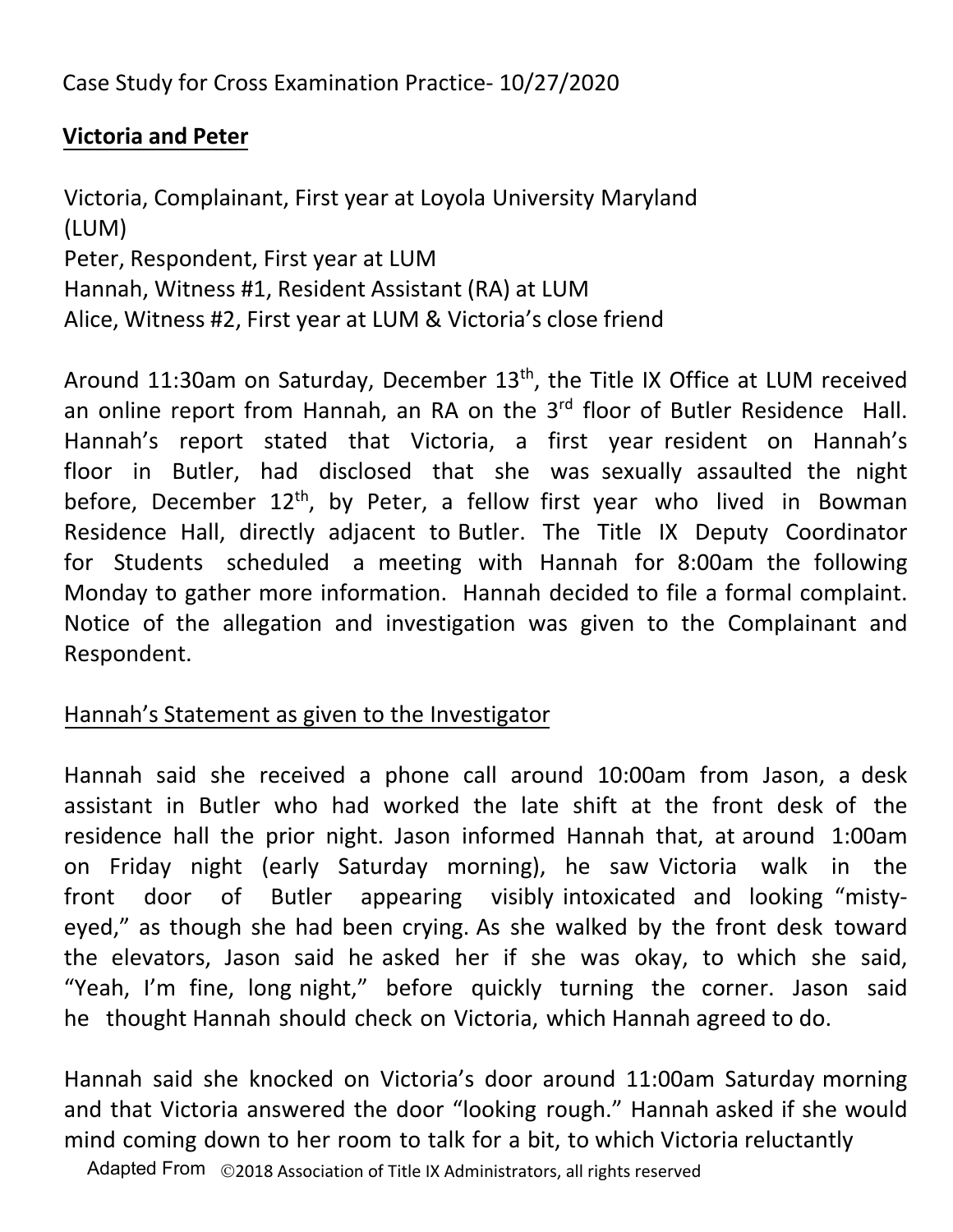Case Study for Cross Examination Practice- 10/27/2020

**Victoria and Peter**

Victoria, Complainant, First year at Loyola University Maryland (LUM)
Peter, Respondent, First year at LUM
Hannah, Witness #1, Resident Assistant (RA) at LUM
Alice, Witness #2, First year at LUM & Victoria's close friend

Around 11:30am on Saturday, December 13th, the Title IX Office at LUM received an online report from Hannah, an RA on the 3rd floor of Butler Residence Hall. Hannah's report stated that Victoria, a first year resident on Hannah's floor in Butler, had disclosed that she was sexually assaulted the night before, December 12th, by Peter, a fellow first year who lived in Bowman Residence Hall, directly adjacent to Butler. The Title IX Deputy Coordinator for Students scheduled a meeting with Hannah for 8:00am the following Monday to gather more information. Hannah decided to file a formal complaint. Notice of the allegation and investigation was given to the Complainant and Respondent.

Hannah's Statement as given to the Investigator

Hannah said she received a phone call around 10:00am from Jason, a desk assistant in Butler who had worked the late shift at the front desk of the residence hall the prior night. Jason informed Hannah that, at around 1:00am on Friday night (early Saturday morning), he saw Victoria walk in the front door of Butler appearing visibly intoxicated and looking "misty-eyed," as though she had been crying. As she walked by the front desk toward the elevators, Jason said he asked her if she was okay, to which she said, "Yeah, I'm fine, long night," before quickly turning the corner. Jason said he thought Hannah should check on Victoria, which Hannah agreed to do.

Hannah said she knocked on Victoria's door around 11:00am Saturday morning and that Victoria answered the door "looking rough." Hannah asked if she would mind coming down to her room to talk for a bit, to which Victoria reluctantly

Adapted From ©2018 Association of Title IX Administrators, all rights reserved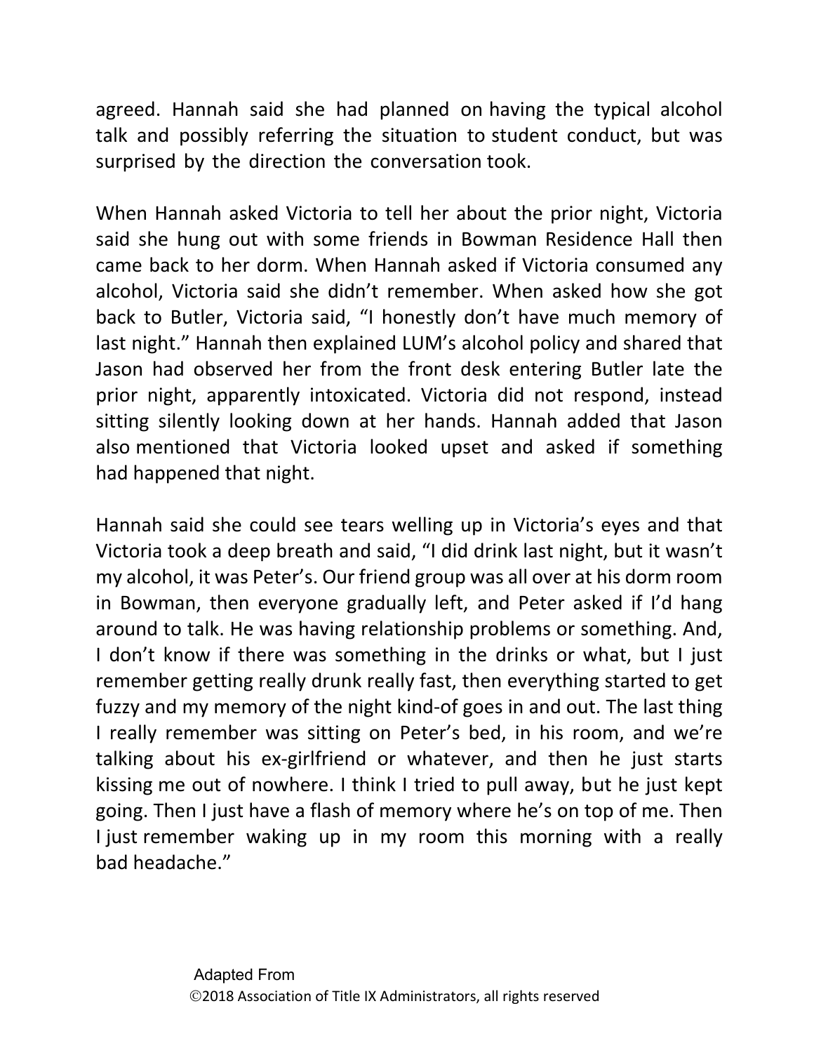agreed. Hannah said she had planned on having the typical alcohol talk and possibly referring the situation to student conduct, but was surprised by the direction the conversation took.

When Hannah asked Victoria to tell her about the prior night, Victoria said she hung out with some friends in Bowman Residence Hall then came back to her dorm. When Hannah asked if Victoria consumed any alcohol, Victoria said she didn't remember. When asked how she got back to Butler, Victoria said, "I honestly don't have much memory of last night." Hannah then explained LUM's alcohol policy and shared that Jason had observed her from the front desk entering Butler late the prior night, apparently intoxicated. Victoria did not respond, instead sitting silently looking down at her hands. Hannah added that Jason also mentioned that Victoria looked upset and asked if something had happened that night.

Hannah said she could see tears welling up in Victoria's eyes and that Victoria took a deep breath and said, "I did drink last night, but it wasn't my alcohol, it was Peter's. Our friend group was all over at his dorm room in Bowman, then everyone gradually left, and Peter asked if I'd hang around to talk. He was having relationship problems or something. And, I don't know if there was something in the drinks or what, but I just remember getting really drunk really fast, then everything started to get fuzzy and my memory of the night kind-of goes in and out. The last thing I really remember was sitting on Peter's bed, in his room, and we're talking about his ex-girlfriend or whatever, and then he just starts kissing me out of nowhere. I think I tried to pull away, but he just kept going. Then I just have a flash of memory where he's on top of me. Then I just remember waking up in my room this morning with a really bad headache."

Adapted From
©2018 Association of Title IX Administrators, all rights reserved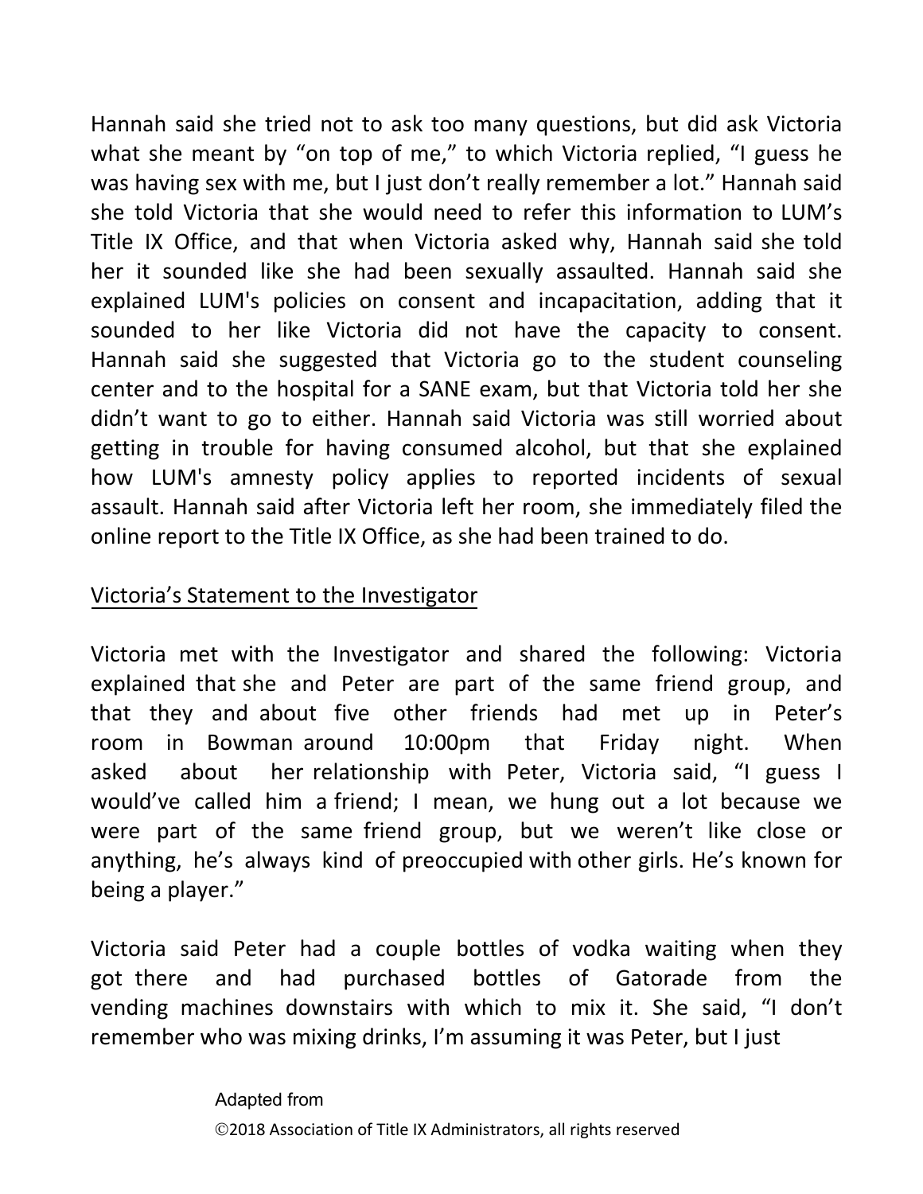Hannah said she tried not to ask too many questions, but did ask Victoria what she meant by "on top of me," to which Victoria replied, "I guess he was having sex with me, but I just don't really remember a lot." Hannah said she told Victoria that she would need to refer this information to LUM's Title IX Office, and that when Victoria asked why, Hannah said she told her it sounded like she had been sexually assaulted. Hannah said she explained LUM's policies on consent and incapacitation, adding that it sounded to her like Victoria did not have the capacity to consent. Hannah said she suggested that Victoria go to the student counseling center and to the hospital for a SANE exam, but that Victoria told her she didn't want to go to either. Hannah said Victoria was still worried about getting in trouble for having consumed alcohol, but that she explained how LUM's amnesty policy applies to reported incidents of sexual assault. Hannah said after Victoria left her room, she immediately filed the online report to the Title IX Office, as she had been trained to do.

<u>Victoria's Statement to the Investigator</u>

Victoria met with the Investigator and shared the following: Victoria explained that she and Peter are part of the same friend group, and that they and about five other friends had met up in Peter's room in Bowman around 10:00pm that Friday night. When asked about her relationship with Peter, Victoria said, "I guess I would've called him a friend; I mean, we hung out a lot because we were part of the same friend group, but we weren't like close or anything, he's always kind of preoccupied with other girls. He's known for being a player."

Victoria said Peter had a couple bottles of vodka waiting when they got there and had purchased bottles of Gatorade from the vending machines downstairs with which to mix it. She said, "I don't remember who was mixing drinks, I'm assuming it was Peter, but I just

Adapted from
©2018 Association of Title IX Administrators, all rights reserved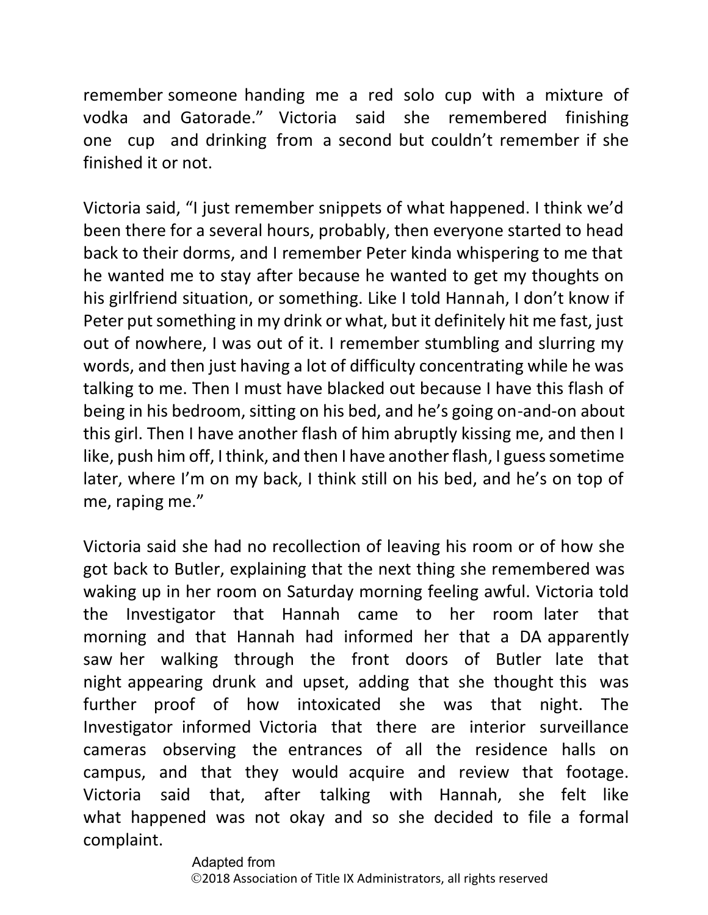remember someone handing me a red solo cup with a mixture of vodka and Gatorade." Victoria said she remembered finishing one cup and drinking from a second but couldn't remember if she finished it or not.

Victoria said, "I just remember snippets of what happened. I think we'd been there for a several hours, probably, then everyone started to head back to their dorms, and I remember Peter kinda whispering to me that he wanted me to stay after because he wanted to get my thoughts on his girlfriend situation, or something. Like I told Hannah, I don't know if Peter put something in my drink or what, but it definitely hit me fast, just out of nowhere, I was out of it. I remember stumbling and slurring my words, and then just having a lot of difficulty concentrating while he was talking to me. Then I must have blacked out because I have this flash of being in his bedroom, sitting on his bed, and he's going on-and-on about this girl. Then I have another flash of him abruptly kissing me, and then I like, push him off, I think, and then I have another flash, I guess sometime later, where I'm on my back, I think still on his bed, and he's on top of me, raping me."

Victoria said she had no recollection of leaving his room or of how she got back to Butler, explaining that the next thing she remembered was waking up in her room on Saturday morning feeling awful. Victoria told the Investigator that Hannah came to her room later that morning and that Hannah had informed her that a DA apparently saw her walking through the front doors of Butler late that night appearing drunk and upset, adding that she thought this was further proof of how intoxicated she was that night. The Investigator informed Victoria that there are interior surveillance cameras observing the entrances of all the residence halls on campus, and that they would acquire and review that footage. Victoria said that, after talking with Hannah, she felt like what happened was not okay and so she decided to file a formal complaint.

Adapted from
©2018 Association of Title IX Administrators, all rights reserved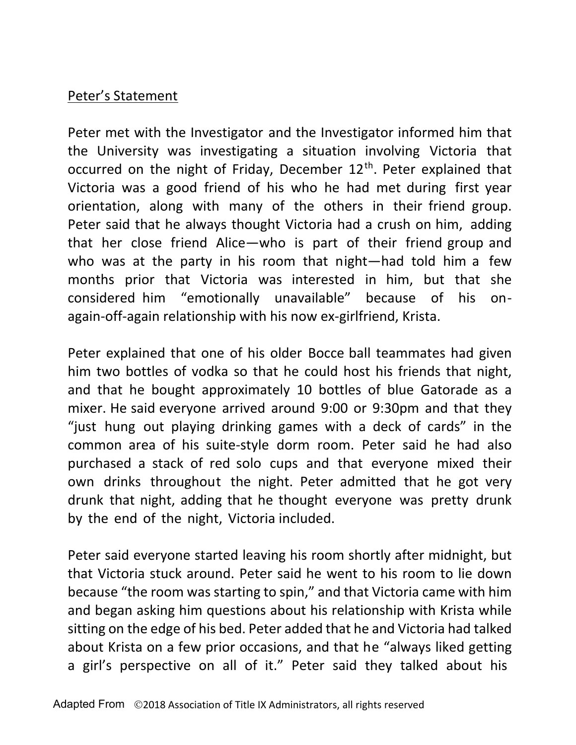Peter's Statement

Peter met with the Investigator and the Investigator informed him that the University was investigating a situation involving Victoria that occurred on the night of Friday, December 12th. Peter explained that Victoria was a good friend of his who he had met during first year orientation, along with many of the others in their friend group. Peter said that he always thought Victoria had a crush on him, adding that her close friend Alice—who is part of their friend group and who was at the party in his room that night—had told him a few months prior that Victoria was interested in him, but that she considered him "emotionally unavailable" because of his on-again-off-again relationship with his now ex-girlfriend, Krista.

Peter explained that one of his older Bocce ball teammates had given him two bottles of vodka so that he could host his friends that night, and that he bought approximately 10 bottles of blue Gatorade as a mixer. He said everyone arrived around 9:00 or 9:30pm and that they "just hung out playing drinking games with a deck of cards" in the common area of his suite-style dorm room. Peter said he had also purchased a stack of red solo cups and that everyone mixed their own drinks throughout the night. Peter admitted that he got very drunk that night, adding that he thought everyone was pretty drunk by the end of the night, Victoria included.

Peter said everyone started leaving his room shortly after midnight, but that Victoria stuck around. Peter said he went to his room to lie down because "the room was starting to spin," and that Victoria came with him and began asking him questions about his relationship with Krista while sitting on the edge of his bed. Peter added that he and Victoria had talked about Krista on a few prior occasions, and that he "always liked getting a girl's perspective on all of it." Peter said they talked about his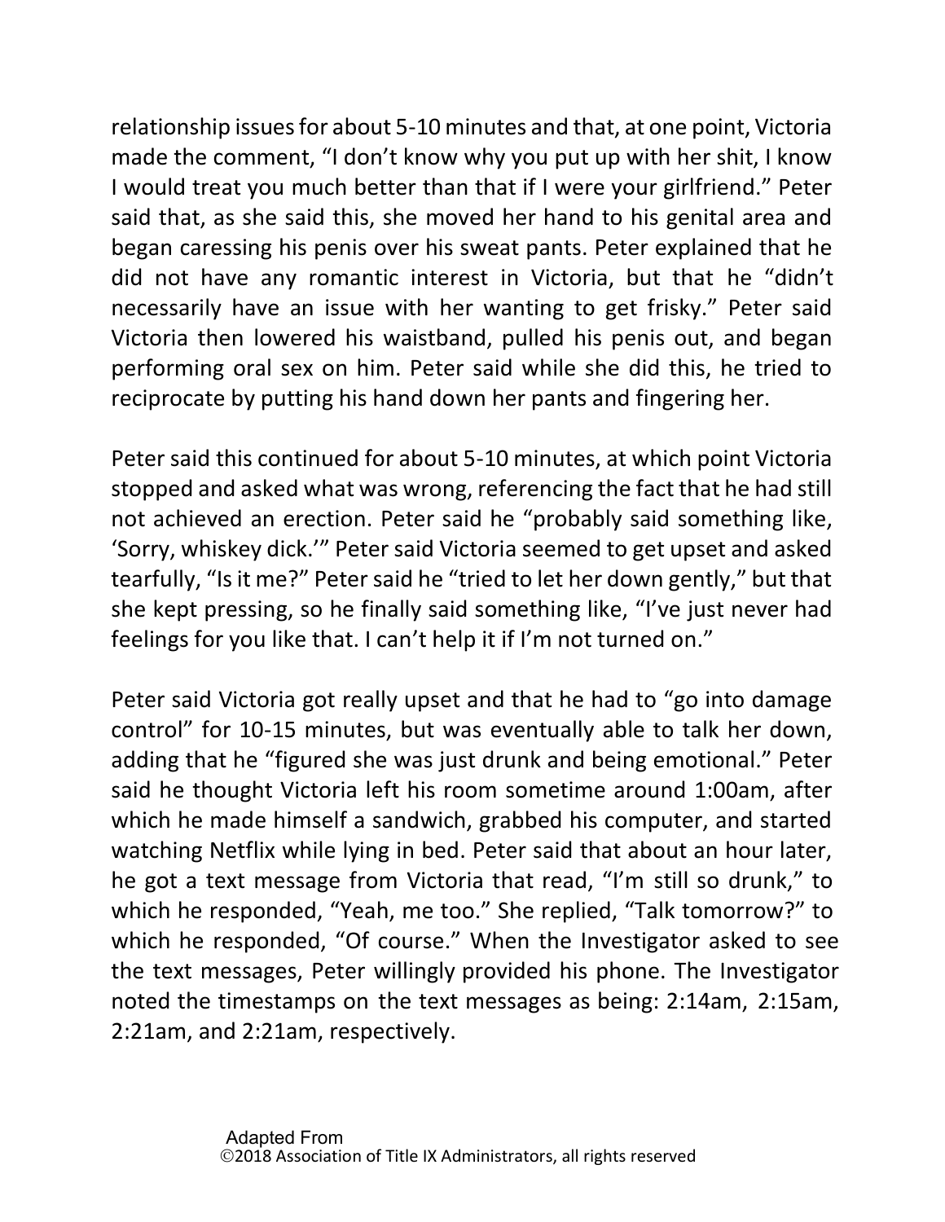relationship issues for about 5-10 minutes and that, at one point, Victoria made the comment, "I don't know why you put up with her shit, I know I would treat you much better than that if I were your girlfriend." Peter said that, as she said this, she moved her hand to his genital area and began caressing his penis over his sweat pants. Peter explained that he did not have any romantic interest in Victoria, but that he "didn't necessarily have an issue with her wanting to get frisky." Peter said Victoria then lowered his waistband, pulled his penis out, and began performing oral sex on him. Peter said while she did this, he tried to reciprocate by putting his hand down her pants and fingering her.

Peter said this continued for about 5-10 minutes, at which point Victoria stopped and asked what was wrong, referencing the fact that he had still not achieved an erection. Peter said he "probably said something like, 'Sorry, whiskey dick.'" Peter said Victoria seemed to get upset and asked tearfully, "Is it me?" Peter said he "tried to let her down gently," but that she kept pressing, so he finally said something like, "I've just never had feelings for you like that. I can't help it if I'm not turned on."

Peter said Victoria got really upset and that he had to "go into damage control" for 10-15 minutes, but was eventually able to talk her down, adding that he "figured she was just drunk and being emotional." Peter said he thought Victoria left his room sometime around 1:00am, after which he made himself a sandwich, grabbed his computer, and started watching Netflix while lying in bed. Peter said that about an hour later, he got a text message from Victoria that read, "I'm still so drunk," to which he responded, "Yeah, me too." She replied, "Talk tomorrow?" to which he responded, "Of course." When the Investigator asked to see the text messages, Peter willingly provided his phone. The Investigator noted the timestamps on the text messages as being: 2:14am, 2:15am, 2:21am, and 2:21am, respectively.

Adapted From
©2018 Association of Title IX Administrators, all rights reserved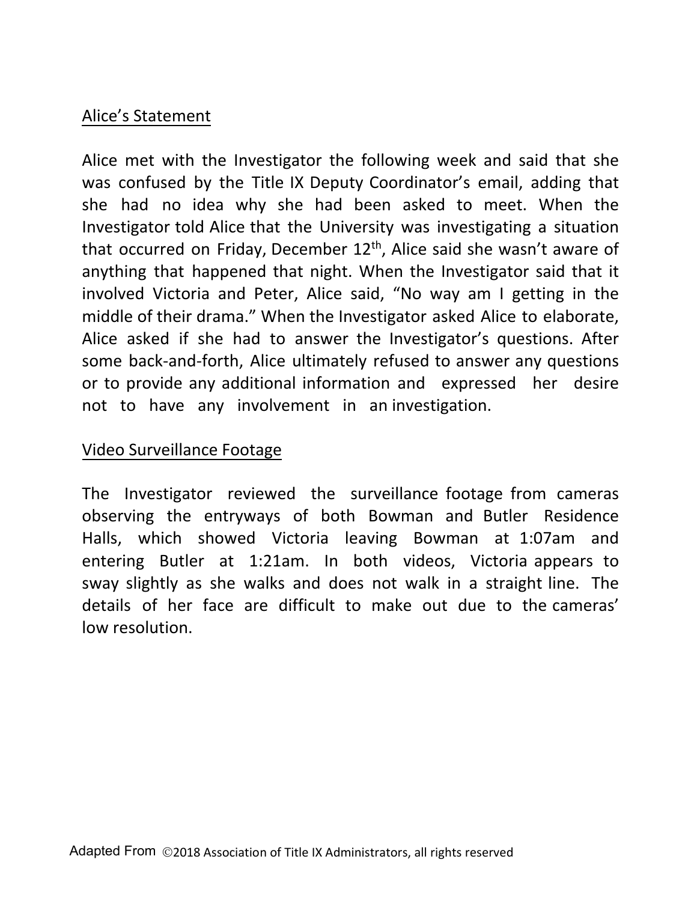## Alice's Statement

Alice met with the Investigator the following week and said that she was confused by the Title IX Deputy Coordinator's email, adding that she had no idea why she had been asked to meet. When the Investigator told Alice that the University was investigating a situation that occurred on Friday, December 12th, Alice said she wasn't aware of anything that happened that night. When the Investigator said that it involved Victoria and Peter, Alice said, "No way am I getting in the middle of their drama." When the Investigator asked Alice to elaborate, Alice asked if she had to answer the Investigator's questions. After some back-and-forth, Alice ultimately refused to answer any questions or to provide any additional information and expressed her desire not to have any involvement in an investigation.

## Video Surveillance Footage

The Investigator reviewed the surveillance footage from cameras observing the entryways of both Bowman and Butler Residence Halls, which showed Victoria leaving Bowman at 1:07am and entering Butler at 1:21am. In both videos, Victoria appears to sway slightly as she walks and does not walk in a straight line. The details of her face are difficult to make out due to the cameras' low resolution.

Adapted From ©2018 Association of Title IX Administrators, all rights reserved